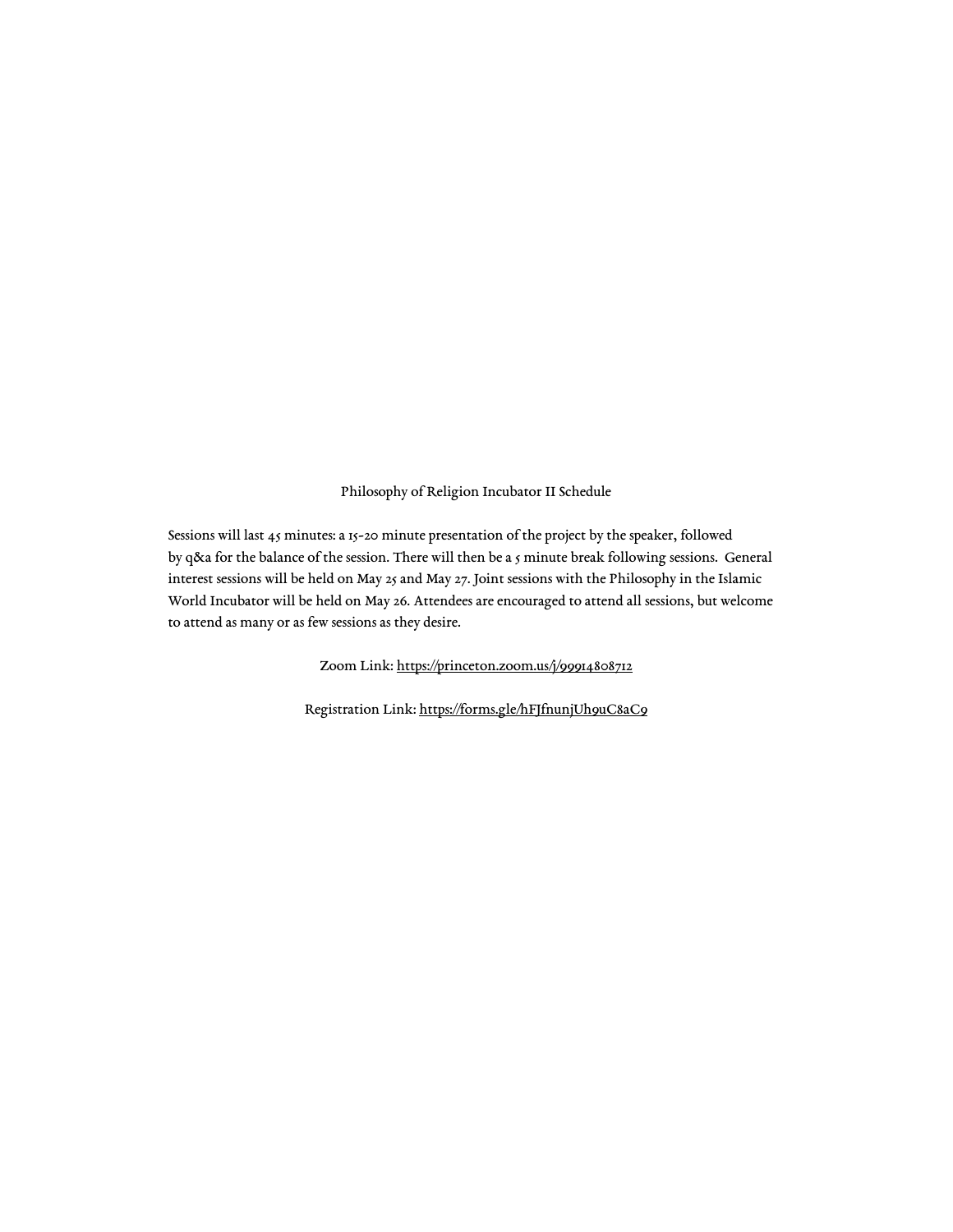# Philosophy of Religion Incubator II Schedule

Sessions will last 45 minutes: a 15-20 minute presentation of the project by the speaker, followed by q&a for the balance of the session. There will then be a 5 minute break following sessions. General interest sessions will be held on May 25 and May 27. Joint sessions with the Philosophy in the Islamic World Incubator will be held on May 26. Attendees are encouraged to attend all sessions, but welcome to attend as many or as few sessions as they desire.

Zoom Link: https://princeton.zoom.us/j/99914808712

Registration Link: https://forms.gle/hFJfnunjUh9uC8aC9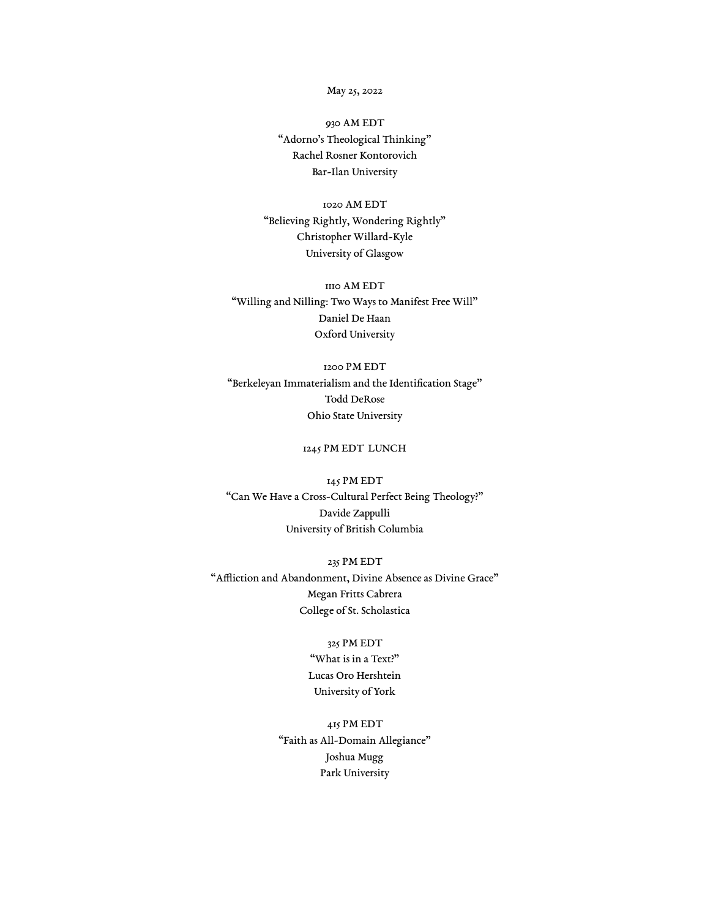May 25, 2022

930 AM EDT
"Adorno's Theological Thinking"
Rachel Rosner Kontorovich
Bar-Ilan University

1020 AM EDT
"Believing Rightly, Wondering Rightly"
Christopher Willard-Kyle
University of Glasgow

1110 AM EDT
"Willing and Nilling: Two Ways to Manifest Free Will"
Daniel De Haan
Oxford University

1200 PM EDT
"Berkeleyan Immaterialism and the Identification Stage"
Todd DeRose
Ohio State University

1245 PM EDT LUNCH

145 PM EDT
"Can We Have a Cross-Cultural Perfect Being Theology?"
Davide Zappulli
University of British Columbia

235 PM EDT
"Affliction and Abandonment, Divine Absence as Divine Grace"
Megan Fritts Cabrera
College of St. Scholastica

325 PM EDT
"What is in a Text?"
Lucas Oro Hershtein
University of York

415 PM EDT
"Faith as All-Domain Allegiance"
Joshua Mugg
Park University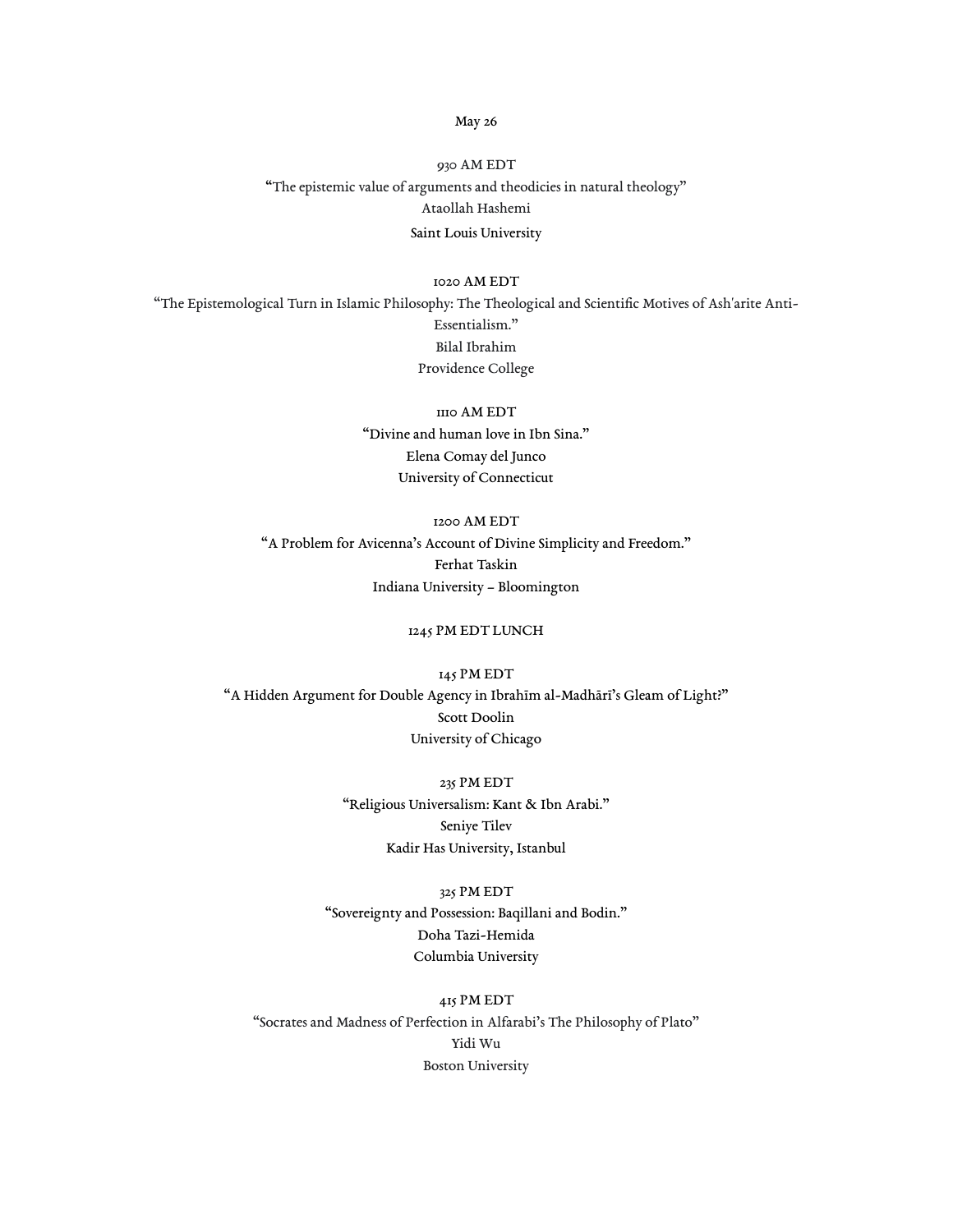May 26

930 AM EDT
"The epistemic value of arguments and theodicies in natural theology"
Ataollah Hashemi
Saint Louis University

1020 AM EDT
"The Epistemological Turn in Islamic Philosophy: The Theological and Scientific Motives of Ash'arite Anti-Essentialism."
Bilal Ibrahim
Providence College

1110 AM EDT
"Divine and human love in Ibn Sina."
Elena Comay del Junco
University of Connecticut

1200 AM EDT
"A Problem for Avicenna's Account of Divine Simplicity and Freedom."
Ferhat Taskin
Indiana University – Bloomington

1245 PM EDT LUNCH

145 PM EDT
"A Hidden Argument for Double Agency in Ibrahīm al-Madhārī's Gleam of Light?"
Scott Doolin
University of Chicago

235 PM EDT
"Religious Universalism: Kant & Ibn Arabi."
Seniye Tilev
Kadir Has University, Istanbul

325 PM EDT
"Sovereignty and Possession: Baqillani and Bodin."
Doha Tazi-Hemida
Columbia University

415 PM EDT
"Socrates and Madness of Perfection in Alfarabi's The Philosophy of Plato"
Yidi Wu
Boston University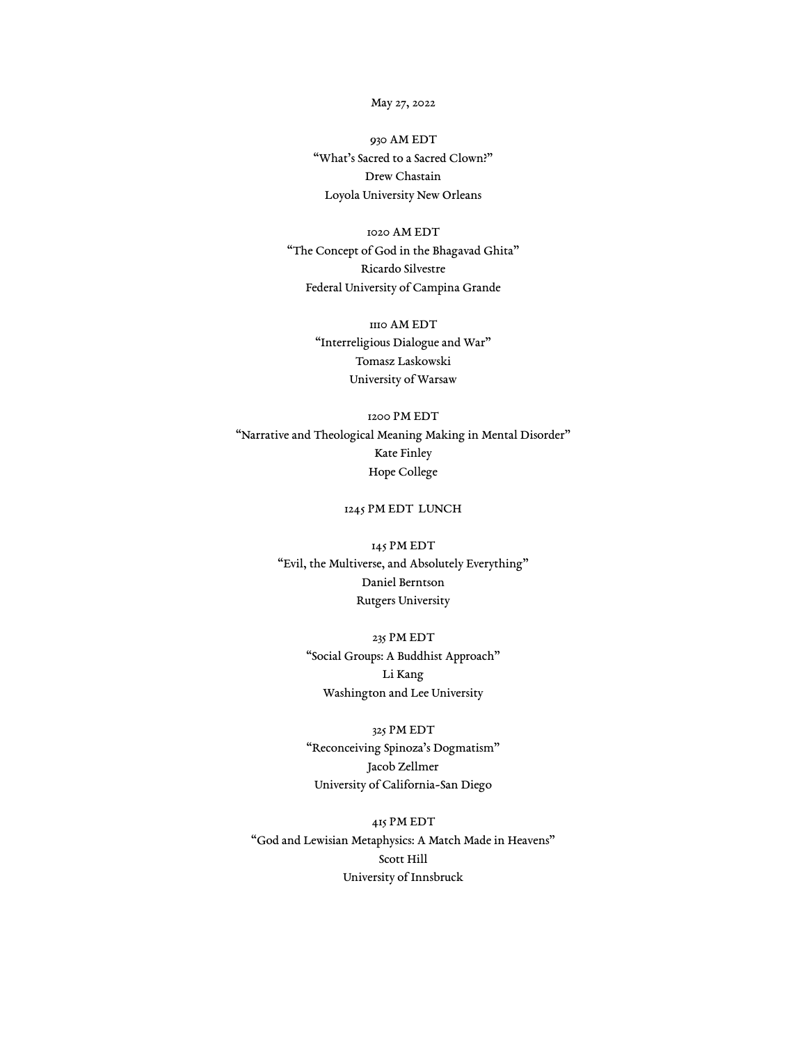May 27, 2022

930 AM EDT
"What's Sacred to a Sacred Clown?"
Drew Chastain
Loyola University New Orleans

1020 AM EDT
"The Concept of God in the Bhagavad Ghita"
Ricardo Silvestre
Federal University of Campina Grande

1110 AM EDT
"Interreligious Dialogue and War"
Tomasz Laskowski
University of Warsaw

1200 PM EDT
"Narrative and Theological Meaning Making in Mental Disorder"
Kate Finley
Hope College

1245 PM EDT LUNCH

145 PM EDT
"Evil, the Multiverse, and Absolutely Everything"
Daniel Berntson
Rutgers University

235 PM EDT
"Social Groups: A Buddhist Approach"
Li Kang
Washington and Lee University

325 PM EDT
"Reconceiving Spinoza's Dogmatism"
Jacob Zellmer
University of California-San Diego

415 PM EDT
"God and Lewisian Metaphysics: A Match Made in Heavens"
Scott Hill
University of Innsbruck